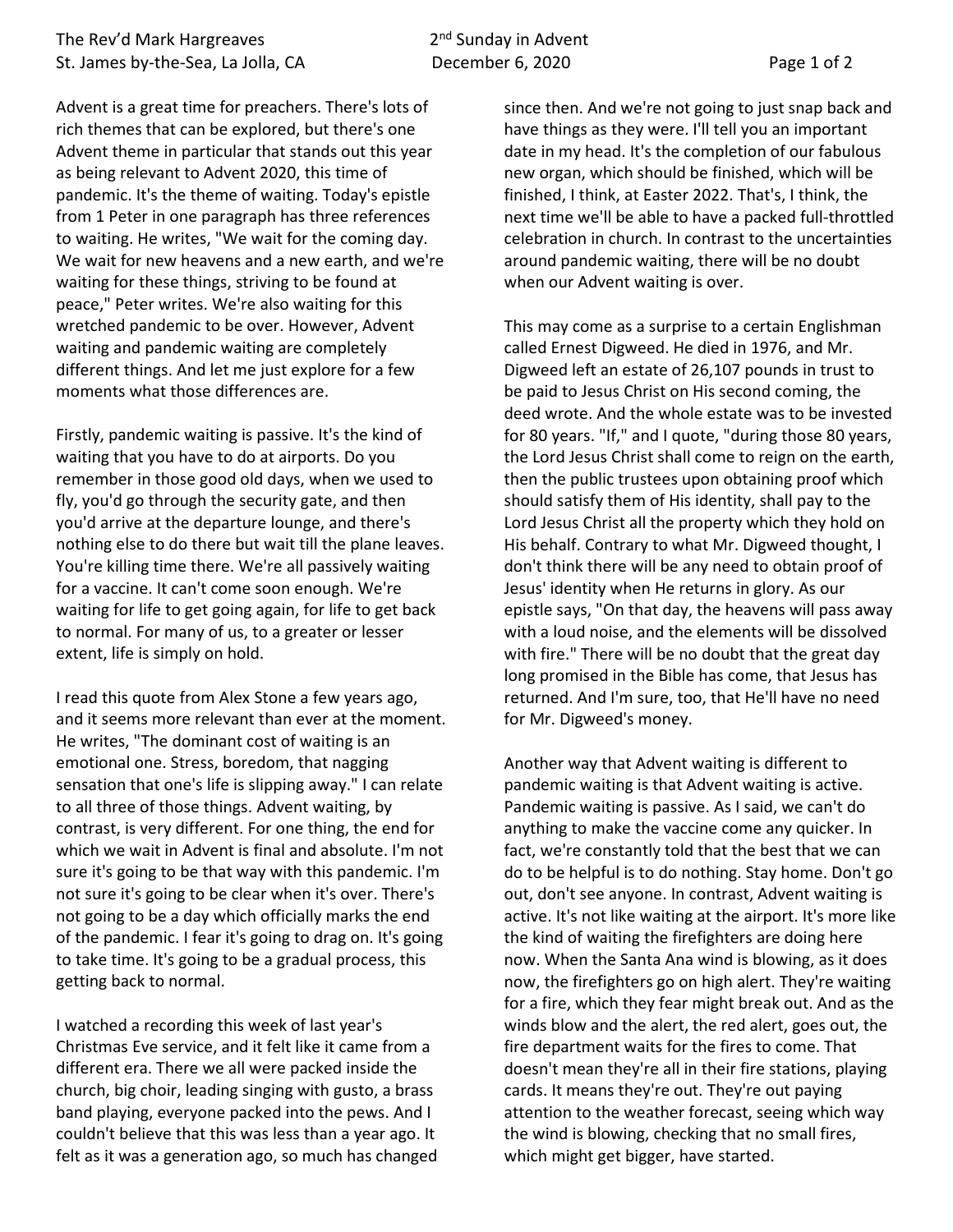Advent is a great time for preachers. There's lots of rich themes that can be explored, but there's one Advent theme in particular that stands out this year as being relevant to Advent 2020, this time of pandemic. It's the theme of waiting. Today's epistle from 1 Peter in one paragraph has three references to waiting. He writes, "We wait for the coming day. We wait for new heavens and a new earth, and we're waiting for these things, striving to be found at peace," Peter writes. We're also waiting for this wretched pandemic to be over. However, Advent waiting and pandemic waiting are completely different things. And let me just explore for a few moments what those differences are.

Firstly, pandemic waiting is passive. It's the kind of waiting that you have to do at airports. Do you remember in those good old days, when we used to fly, you'd go through the security gate, and then you'd arrive at the departure lounge, and there's nothing else to do there but wait till the plane leaves. You're killing time there. We're all passively waiting for a vaccine. It can't come soon enough. We're waiting for life to get going again, for life to get back to normal. For many of us, to a greater or lesser extent, life is simply on hold.

I read this quote from Alex Stone a few years ago, and it seems more relevant than ever at the moment. He writes, "The dominant cost of waiting is an emotional one. Stress, boredom, that nagging sensation that one's life is slipping away." I can relate to all three of those things. Advent waiting, by contrast, is very different. For one thing, the end for which we wait in Advent is final and absolute. I'm not sure it's going to be that way with this pandemic. I'm not sure it's going to be clear when it's over. There's not going to be a day which officially marks the end of the pandemic. I fear it's going to drag on. It's going to take time. It's going to be a gradual process, this getting back to normal.

I watched a recording this week of last year's Christmas Eve service, and it felt like it came from a different era. There we all were packed inside the church, big choir, leading singing with gusto, a brass band playing, everyone packed into the pews. And I couldn't believe that this was less than a year ago. It felt as it was a generation ago, so much has changed since then. And we're not going to just snap back and have things as they were. I'll tell you an important date in my head. It's the completion of our fabulous new organ, which should be finished, which will be finished, I think, at Easter 2022. That's, I think, the next time we'll be able to have a packed full-throttled celebration in church. In contrast to the uncertainties around pandemic waiting, there will be no doubt when our Advent waiting is over.

This may come as a surprise to a certain Englishman called Ernest Digweed. He died in 1976, and Mr. Digweed left an estate of 26,107 pounds in trust to be paid to Jesus Christ on His second coming, the deed wrote. And the whole estate was to be invested for 80 years. "If," and I quote, "during those 80 years, the Lord Jesus Christ shall come to reign on the earth, then the public trustees upon obtaining proof which should satisfy them of His identity, shall pay to the Lord Jesus Christ all the property which they hold on His behalf. Contrary to what Mr. Digweed thought, I don't think there will be any need to obtain proof of Jesus' identity when He returns in glory. As our epistle says, "On that day, the heavens will pass away with a loud noise, and the elements will be dissolved with fire." There will be no doubt that the great day long promised in the Bible has come, that Jesus has returned. And I'm sure, too, that He'll have no need for Mr. Digweed's money.

Another way that Advent waiting is different to pandemic waiting is that Advent waiting is active. Pandemic waiting is passive. As I said, we can't do anything to make the vaccine come any quicker. In fact, we're constantly told that the best that we can do to be helpful is to do nothing. Stay home. Don't go out, don't see anyone. In contrast, Advent waiting is active. It's not like waiting at the airport. It's more like the kind of waiting the firefighters are doing here now. When the Santa Ana wind is blowing, as it does now, the firefighters go on high alert. They're waiting for a fire, which they fear might break out. And as the winds blow and the alert, the red alert, goes out, the fire department waits for the fires to come. That doesn't mean they're all in their fire stations, playing cards. It means they're out. They're out paying attention to the weather forecast, seeing which way the wind is blowing, checking that no small fires, which might get bigger, have started.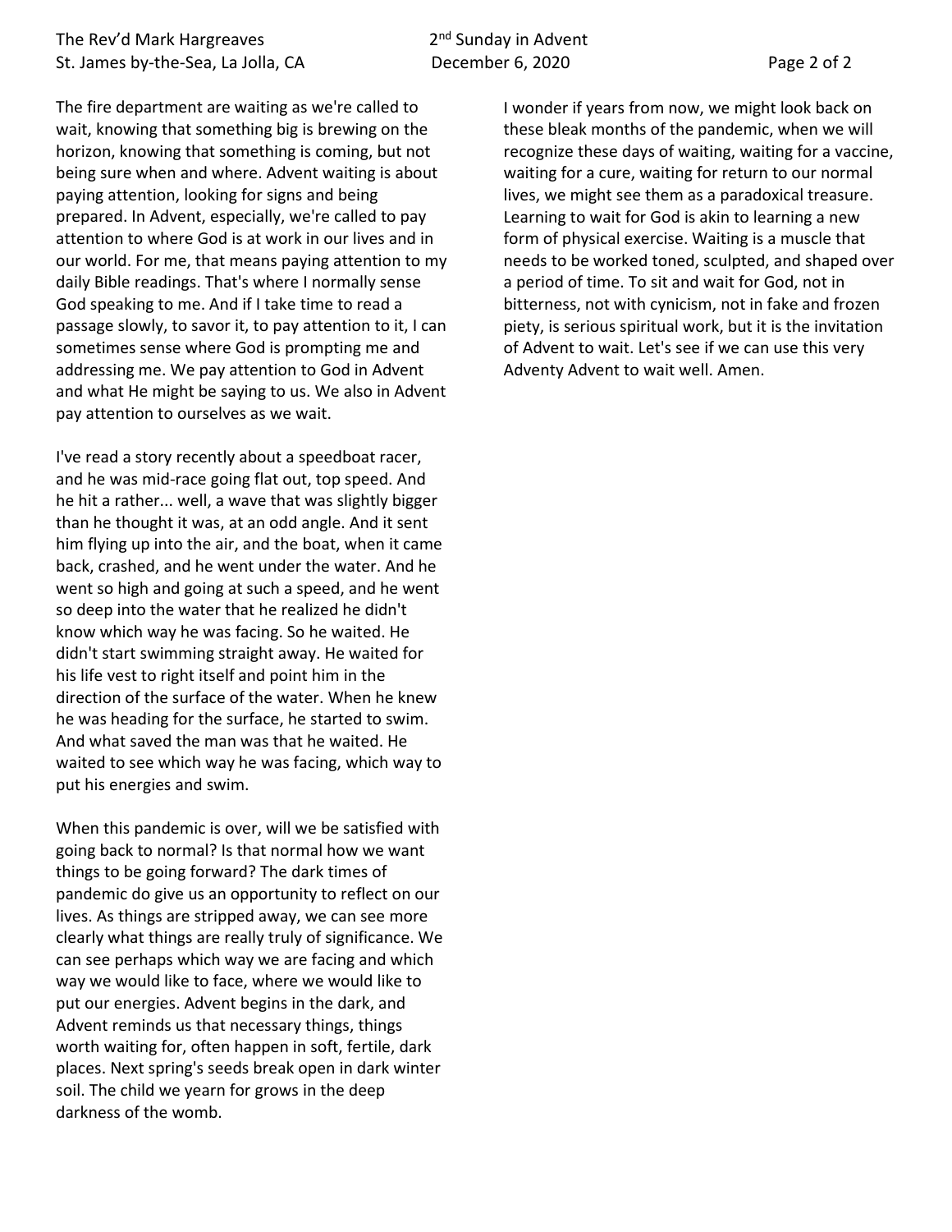The fire department are waiting as we're called to wait, knowing that something big is brewing on the horizon, knowing that something is coming, but not being sure when and where. Advent waiting is about paying attention, looking for signs and being prepared. In Advent, especially, we're called to pay attention to where God is at work in our lives and in our world. For me, that means paying attention to my daily Bible readings. That's where I normally sense God speaking to me. And if I take time to read a passage slowly, to savor it, to pay attention to it, I can sometimes sense where God is prompting me and addressing me. We pay attention to God in Advent and what He might be saying to us. We also in Advent pay attention to ourselves as we wait.

I've read a story recently about a speedboat racer, and he was mid-race going flat out, top speed. And he hit a rather... well, a wave that was slightly bigger than he thought it was, at an odd angle. And it sent him flying up into the air, and the boat, when it came back, crashed, and he went under the water. And he went so high and going at such a speed, and he went so deep into the water that he realized he didn't know which way he was facing. So he waited. He didn't start swimming straight away. He waited for his life vest to right itself and point him in the direction of the surface of the water. When he knew he was heading for the surface, he started to swim. And what saved the man was that he waited. He waited to see which way he was facing, which way to put his energies and swim.

When this pandemic is over, will we be satisfied with going back to normal? Is that normal how we want things to be going forward? The dark times of pandemic do give us an opportunity to reflect on our lives. As things are stripped away, we can see more clearly what things are really truly of significance. We can see perhaps which way we are facing and which way we would like to face, where we would like to put our energies. Advent begins in the dark, and Advent reminds us that necessary things, things worth waiting for, often happen in soft, fertile, dark places. Next spring's seeds break open in dark winter soil. The child we yearn for grows in the deep darkness of the womb.

I wonder if years from now, we might look back on these bleak months of the pandemic, when we will recognize these days of waiting, waiting for a vaccine, waiting for a cure, waiting for return to our normal lives, we might see them as a paradoxical treasure. Learning to wait for God is akin to learning a new form of physical exercise. Waiting is a muscle that needs to be worked toned, sculpted, and shaped over a period of time. To sit and wait for God, not in bitterness, not with cynicism, not in fake and frozen piety, is serious spiritual work, but it is the invitation of Advent to wait. Let's see if we can use this very Adventy Advent to wait well. Amen.